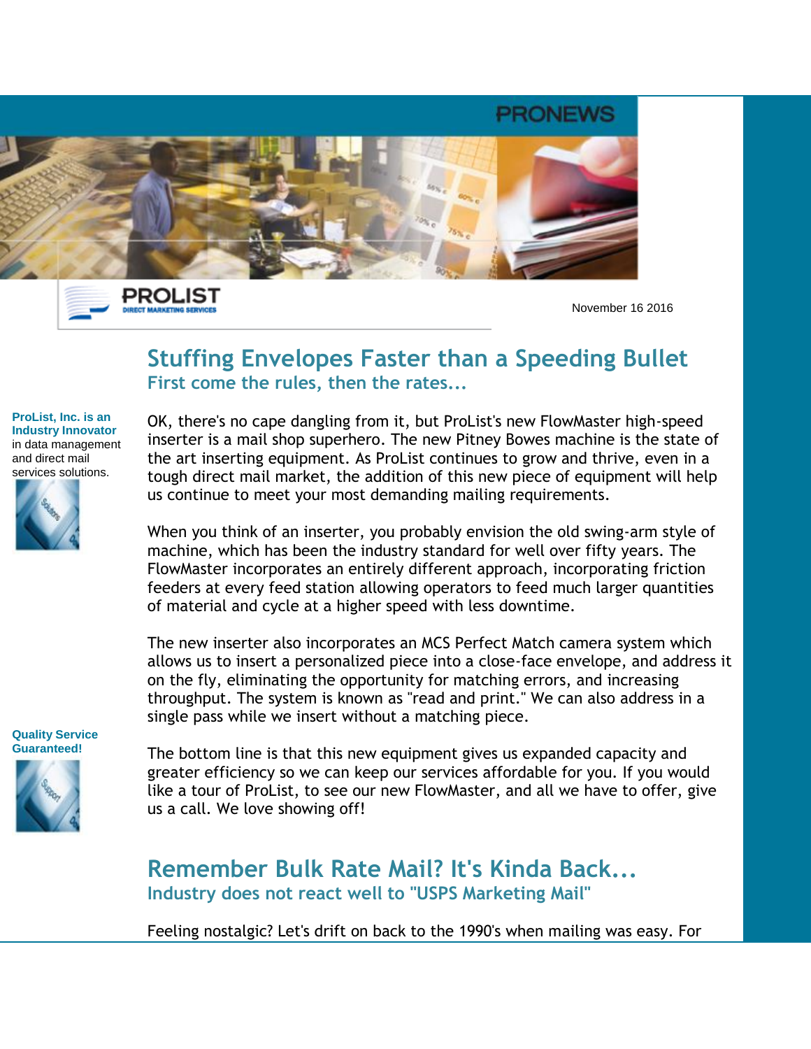PRONEWS

PROLIST
DIRECT MARKETING SERVICES

November 16 2016

**ProList, Inc. is an Industry Innovator** in data management and direct mail services solutions.

**Quality Service Guaranteed!**

# Stuffing Envelopes Faster than a Speeding Bullet

## First come the rules, then the rates...

OK, there's no cape dangling from it, but ProList's new FlowMaster high-speed inserter is a mail shop superhero. The new Pitney Bowes machine is the state of the art inserting equipment. As ProList continues to grow and thrive, even in a tough direct mail market, the addition of this new piece of equipment will help us continue to meet your most demanding mailing requirements.

When you think of an inserter, you probably envision the old swing-arm style of machine, which has been the industry standard for well over fifty years. The FlowMaster incorporates an entirely different approach, incorporating friction feeders at every feed station allowing operators to feed much larger quantities of material and cycle at a higher speed with less downtime.

The new inserter also incorporates an MCS Perfect Match camera system which allows us to insert a personalized piece into a close-face envelope, and address it on the fly, eliminating the opportunity for matching errors, and increasing throughput. The system is known as "read and print." We can also address in a single pass while we insert without a matching piece.

The bottom line is that this new equipment gives us expanded capacity and greater efficiency so we can keep our services affordable for you. If you would like a tour of ProList, to see our new FlowMaster, and all we have to offer, give us a call. We love showing off!

# Remember Bulk Rate Mail? It's Kinda Back...

## Industry does not react well to "USPS Marketing Mail"

Feeling nostalgic? Let's drift on back to the 1990's when mailing was easy. For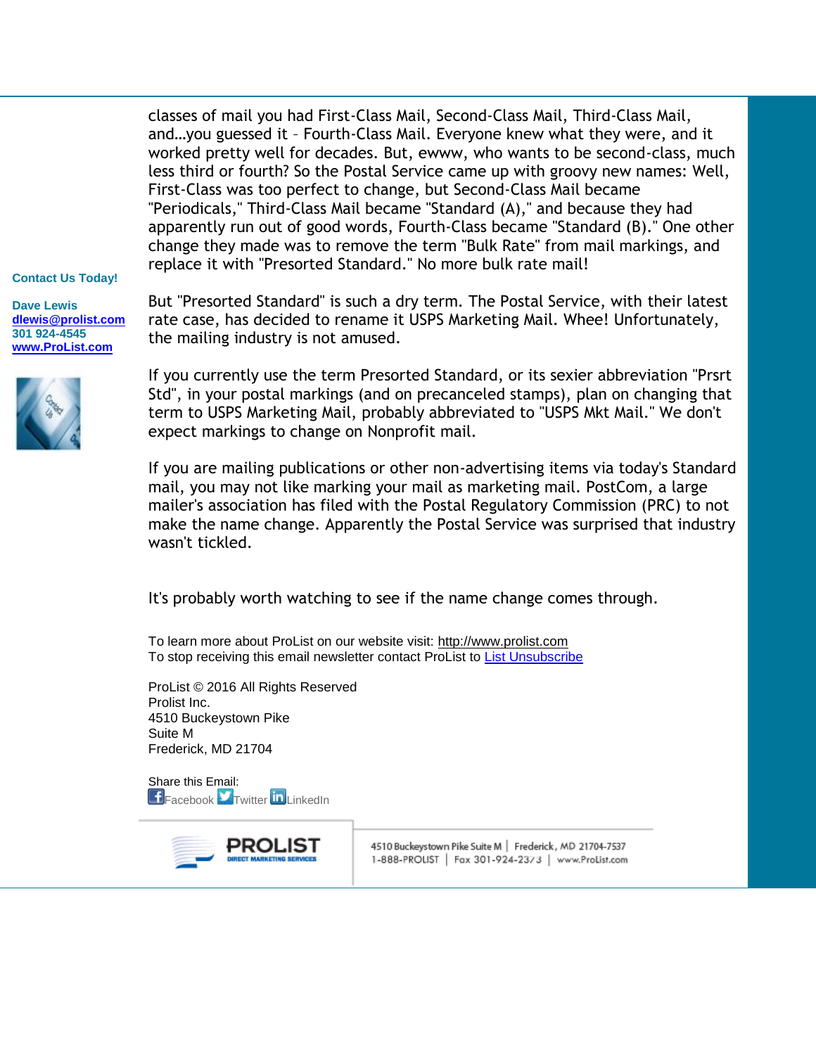classes of mail you had First-Class Mail, Second-Class Mail, Third-Class Mail, and…you guessed it – Fourth-Class Mail. Everyone knew what they were, and it worked pretty well for decades. But, ewww, who wants to be second-class, much less third or fourth? So the Postal Service came up with groovy new names: Well, First-Class was too perfect to change, but Second-Class Mail became "Periodicals," Third-Class Mail became "Standard (A)," and because they had apparently run out of good words, Fourth-Class became "Standard (B)." One other change they made was to remove the term "Bulk Rate" from mail markings, and replace it with "Presorted Standard." No more bulk rate mail!

But "Presorted Standard" is such a dry term. The Postal Service, with their latest rate case, has decided to rename it USPS Marketing Mail. Whee! Unfortunately, the mailing industry is not amused.

If you currently use the term Presorted Standard, or its sexier abbreviation "Prsrt Std", in your postal markings (and on precanceled stamps), plan on changing that term to USPS Marketing Mail, probably abbreviated to "USPS Mkt Mail." We don't expect markings to change on Nonprofit mail.

If you are mailing publications or other non-advertising items via today's Standard mail, you may not like marking your mail as marketing mail. PostCom, a large mailer's association has filed with the Postal Regulatory Commission (PRC) to not make the name change. Apparently the Postal Service was surprised that industry wasn't tickled.

It's probably worth watching to see if the name change comes through.

**Contact Us Today!**

**Dave Lewis**
**dlewis@prolist.com**
**301 924-4545**
**www.ProList.com**

To learn more about ProList on our website visit: http://www.prolist.com
To stop receiving this email newsletter contact ProList to List Unsubscribe

ProList © 2016 All Rights Reserved
Prolist Inc.
4510 Buckeystown Pike
Suite M
Frederick, MD 21704

Share this Email:
Facebook Twitter LinkedIn

PROLIST
DIRECT MARKETING SERVICES

4510 Buckeystown Pike Suite M | Frederick, MD 21704-7537
1-888-PROLIST | Fax 301-924-2373 | www.ProList.com